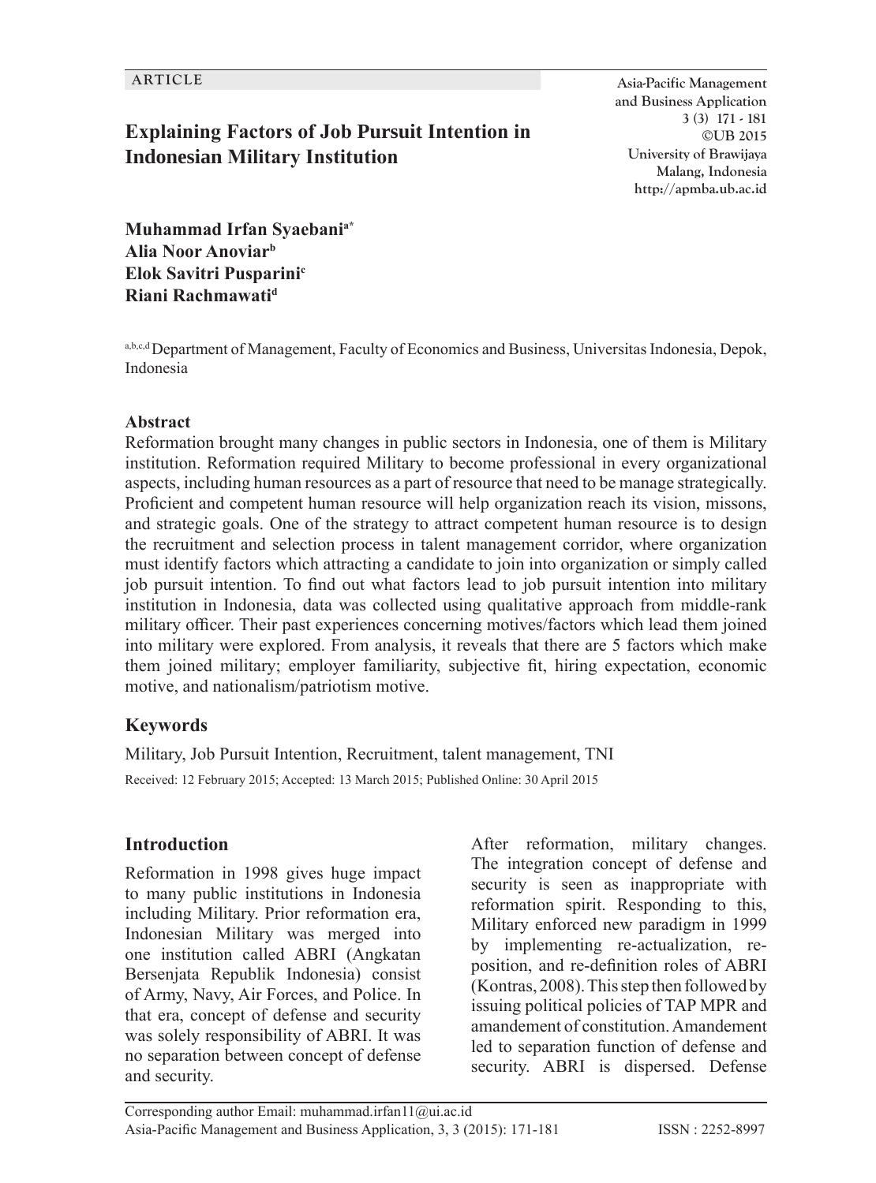ARTICLE

# Explaining Factors of Job Pursuit Intention in Indonesian Military Institution

**Muhammad Irfan Syaebani[a*]**
**Alia Noor Anoviar[b]**
**Elok Savitri Pusparini[c]**
**Riani Rachmawati[d]**

[a,b,c,d] Department of Management, Faculty of Economics and Business, Universitas Indonesia, Depok, Indonesia

### Abstract

Reformation brought many changes in public sectors in Indonesia, one of them is Military institution. Reformation required Military to become professional in every organizational aspects, including human resources as a part of resource that need to be manage strategically. Proficient and competent human resource will help organization reach its vision, missons, and strategic goals. One of the strategy to attract competent human resource is to design the recruitment and selection process in talent management corridor, where organization must identify factors which attracting a candidate to join into organization or simply called job pursuit intention. To find out what factors lead to job pursuit intention into military institution in Indonesia, data was collected using qualitative approach from middle-rank military officer. Their past experiences concerning motives/factors which lead them joined into military were explored. From analysis, it reveals that there are 5 factors which make them joined military; employer familiarity, subjective fit, hiring expectation, economic motive, and nationalism/patriotism motive.

## Keywords

Military, Job Pursuit Intention, Recruitment, talent management, TNI

Received: 12 February 2015; Accepted: 13 March 2015; Published Online: 30 April 2015

## Introduction

Reformation in 1998 gives huge impact to many public institutions in Indonesia including Military. Prior reformation era, Indonesian Military was merged into one institution called ABRI (Angkatan Bersenjata Republik Indonesia) consist of Army, Navy, Air Forces, and Police. In that era, concept of defense and security was solely responsibility of ABRI. It was no separation between concept of defense and security.

After reformation, military changes. The integration concept of defense and security is seen as inappropriate with reformation spirit. Responding to this, Military enforced new paradigm in 1999 by implementing re-actualization, re-position, and re-definition roles of ABRI (Kontras, 2008). This step then followed by issuing political policies of TAP MPR and amandement of constitution. Amandement led to separation function of defense and security. ABRI is dispersed. Defense

Corresponding author Email: muhammad.irfan11@ui.ac.id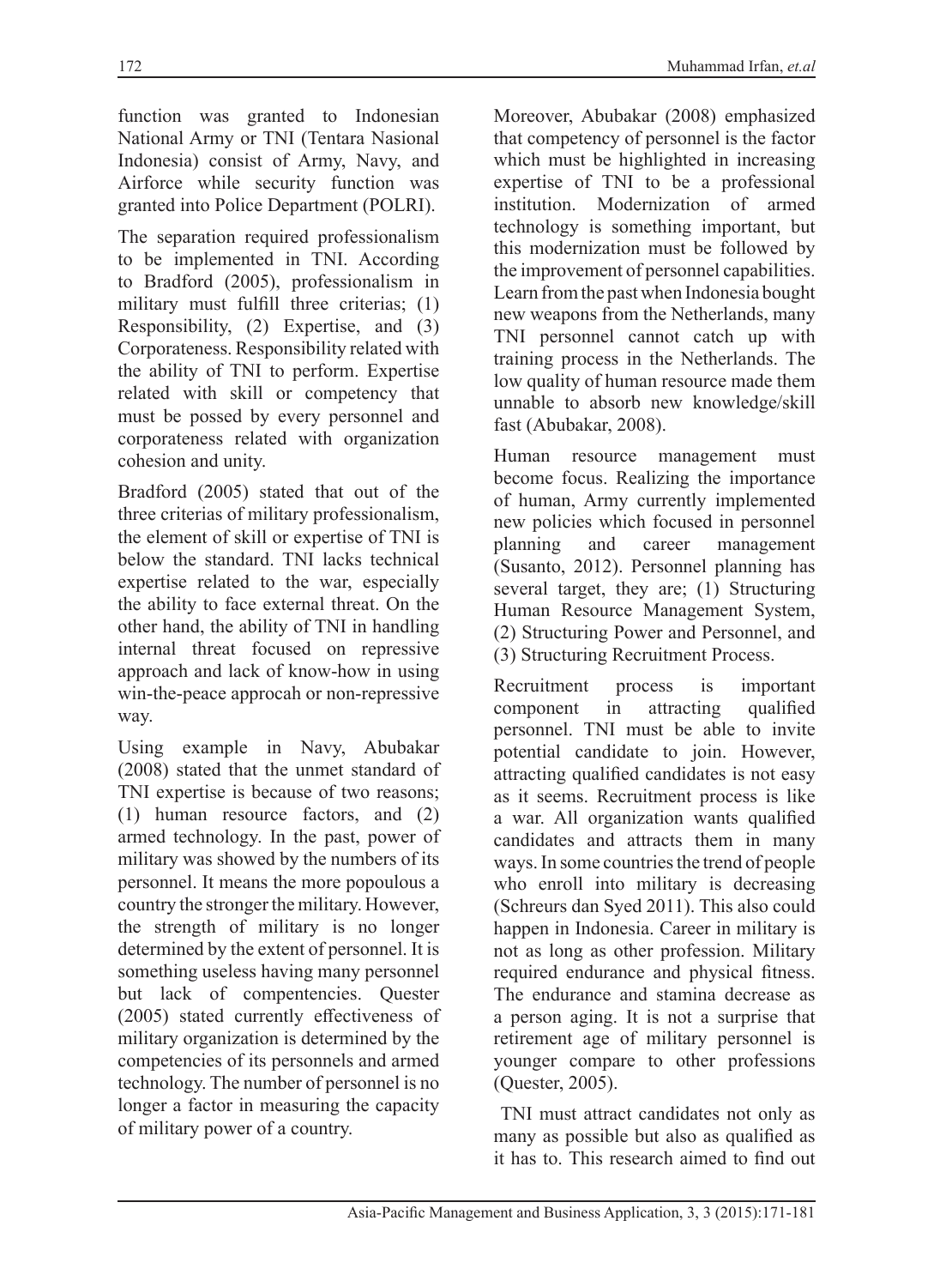function was granted to Indonesian National Army or TNI (Tentara Nasional Indonesia) consist of Army, Navy, and Airforce while security function was granted into Police Department (POLRI).

The separation required professionalism to be implemented in TNI. According to Bradford (2005), professionalism in military must fulfill three criterias; (1) Responsibility, (2) Expertise, and (3) Corporateness. Responsibility related with the ability of TNI to perform. Expertise related with skill or competency that must be possed by every personnel and corporateness related with organization cohesion and unity.

Bradford (2005) stated that out of the three criterias of military professionalism, the element of skill or expertise of TNI is below the standard. TNI lacks technical expertise related to the war, especially the ability to face external threat. On the other hand, the ability of TNI in handling internal threat focused on repressive approach and lack of know-how in using win-the-peace approcah or non-repressive way.

Using example in Navy, Abubakar (2008) stated that the unmet standard of TNI expertise is because of two reasons; (1) human resource factors, and (2) armed technology. In the past, power of military was showed by the numbers of its personnel. It means the more popoulous a country the stronger the military. However, the strength of military is no longer determined by the extent of personnel. It is something useless having many personnel but lack of compentencies. Quester (2005) stated currently effectiveness of military organization is determined by the competencies of its personnels and armed technology. The number of personnel is no longer a factor in measuring the capacity of military power of a country.

Moreover, Abubakar (2008) emphasized that competency of personnel is the factor which must be highlighted in increasing expertise of TNI to be a professional institution. Modernization of armed technology is something important, but this modernization must be followed by the improvement of personnel capabilities. Learn from the past when Indonesia bought new weapons from the Netherlands, many TNI personnel cannot catch up with training process in the Netherlands. The low quality of human resource made them unnable to absorb new knowledge/skill fast (Abubakar, 2008).

Human resource management must become focus. Realizing the importance of human, Army currently implemented new policies which focused in personnel planning and career management (Susanto, 2012). Personnel planning has several target, they are; (1) Structuring Human Resource Management System, (2) Structuring Power and Personnel, and (3) Structuring Recruitment Process.

Recruitment process is important component in attracting qualified personnel. TNI must be able to invite potential candidate to join. However, attracting qualified candidates is not easy as it seems. Recruitment process is like a war. All organization wants qualified candidates and attracts them in many ways. In some countries the trend of people who enroll into military is decreasing (Schreurs dan Syed 2011). This also could happen in Indonesia. Career in military is not as long as other profession. Military required endurance and physical fitness. The endurance and stamina decrease as a person aging. It is not a surprise that retirement age of military personnel is younger compare to other professions (Quester, 2005).

TNI must attract candidates not only as many as possible but also as qualified as it has to. This research aimed to find out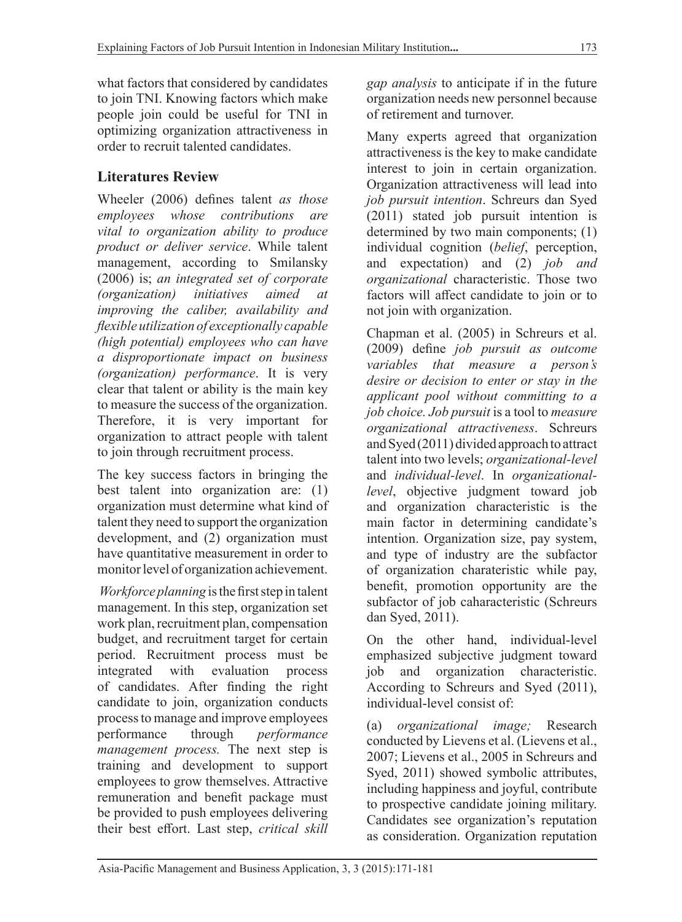what factors that considered by candidates to join TNI. Knowing factors which make people join could be useful for TNI in optimizing organization attractiveness in order to recruit talented candidates.

## Literatures Review

Wheeler (2006) defines talent *as those employees whose contributions are vital to organization ability to produce product or deliver service*. While talent management, according to Smilansky (2006) is; *an integrated set of corporate (organization) initiatives aimed at improving the caliber, availability and flexible utilization of exceptionally capable (high potential) employees who can have a disproportionate impact on business (organization) performance*. It is very clear that talent or ability is the main key to measure the success of the organization. Therefore, it is very important for organization to attract people with talent to join through recruitment process.

The key success factors in bringing the best talent into organization are: (1) organization must determine what kind of talent they need to support the organization development, and (2) organization must have quantitative measurement in order to monitor level of organization achievement.

*Workforce planning* is the first step in talent management. In this step, organization set work plan, recruitment plan, compensation budget, and recruitment target for certain period. Recruitment process must be integrated with evaluation process of candidates. After finding the right candidate to join, organization conducts process to manage and improve employees performance through *performance management process.* The next step is training and development to support employees to grow themselves. Attractive remuneration and benefit package must be provided to push employees delivering their best effort. Last step, *critical skill gap analysis* to anticipate if in the future organization needs new personnel because of retirement and turnover.

Many experts agreed that organization attractiveness is the key to make candidate interest to join in certain organization. Organization attractiveness will lead into *job pursuit intention*. Schreurs dan Syed (2011) stated job pursuit intention is determined by two main components; (1) individual cognition (*belief*, perception, and expectation) and (2) *job and organizational* characteristic. Those two factors will affect candidate to join or to not join with organization.

Chapman et al. (2005) in Schreurs et al. (2009) define *job pursuit as outcome variables that measure a person's desire or decision to enter or stay in the applicant pool without committing to a job choice. Job pursuit* is a tool to *measure organizational attractiveness*. Schreurs and Syed (2011) divided approach to attract talent into two levels; *organizational-level* and *individual-level*. In *organizational-level*, objective judgment toward job and organization characteristic is the main factor in determining candidate's intention. Organization size, pay system, and type of industry are the subfactor of organization charateristic while pay, benefit, promotion opportunity are the subfactor of job caharacteristic (Schreurs dan Syed, 2011).

On the other hand, individual-level emphasized subjective judgment toward job and organization characteristic. According to Schreurs and Syed (2011), individual-level consist of:

(a) *organizational image;* Research conducted by Lievens et al. (Lievens et al., 2007; Lievens et al., 2005 in Schreurs and Syed, 2011) showed symbolic attributes, including happiness and joyful, contribute to prospective candidate joining military. Candidates see organization's reputation as consideration. Organization reputation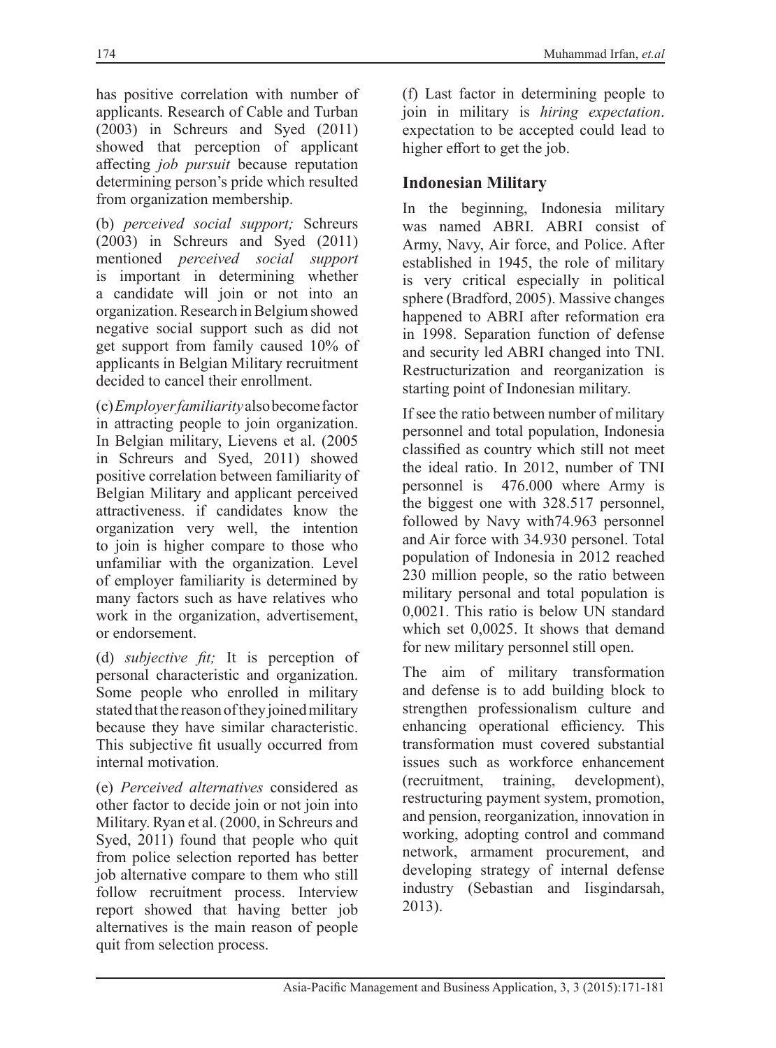has positive correlation with number of applicants. Research of Cable and Turban (2003) in Schreurs and Syed (2011) showed that perception of applicant affecting *job pursuit* because reputation determining person's pride which resulted from organization membership.

(b) *perceived social support;* Schreurs (2003) in Schreurs and Syed (2011) mentioned *perceived social support* is important in determining whether a candidate will join or not into an organization. Research in Belgium showed negative social support such as did not get support from family caused 10% of applicants in Belgian Military recruitment decided to cancel their enrollment.

(c) *Employer familiarity* also become factor in attracting people to join organization. In Belgian military, Lievens et al. (2005 in Schreurs and Syed, 2011) showed positive correlation between familiarity of Belgian Military and applicant perceived attractiveness. if candidates know the organization very well, the intention to join is higher compare to those who unfamiliar with the organization. Level of employer familiarity is determined by many factors such as have relatives who work in the organization, advertisement, or endorsement.

(d) *subjective fit;* It is perception of personal characteristic and organization. Some people who enrolled in military stated that the reason of they joined military because they have similar characteristic. This subjective fit usually occurred from internal motivation.

(e) *Perceived alternatives* considered as other factor to decide join or not join into Military. Ryan et al. (2000, in Schreurs and Syed, 2011) found that people who quit from police selection reported has better job alternative compare to them who still follow recruitment process. Interview report showed that having better job alternatives is the main reason of people quit from selection process.

(f) Last factor in determining people to join in military is *hiring expectation*. expectation to be accepted could lead to higher effort to get the job.

## Indonesian Military

In the beginning, Indonesia military was named ABRI. ABRI consist of Army, Navy, Air force, and Police. After established in 1945, the role of military is very critical especially in political sphere (Bradford, 2005). Massive changes happened to ABRI after reformation era in 1998. Separation function of defense and security led ABRI changed into TNI. Restructurization and reorganization is starting point of Indonesian military.

If see the ratio between number of military personnel and total population, Indonesia classified as country which still not meet the ideal ratio. In 2012, number of TNI personnel is 476.000 where Army is the biggest one with 328.517 personnel, followed by Navy with74.963 personnel and Air force with 34.930 personel. Total population of Indonesia in 2012 reached 230 million people, so the ratio between military personal and total population is 0,0021. This ratio is below UN standard which set 0,0025. It shows that demand for new military personnel still open.

The aim of military transformation and defense is to add building block to strengthen professionalism culture and enhancing operational efficiency. This transformation must covered substantial issues such as workforce enhancement (recruitment, training, development), restructuring payment system, promotion, and pension, reorganization, innovation in working, adopting control and command network, armament procurement, and developing strategy of internal defense industry (Sebastian and Iisgindarsah, 2013).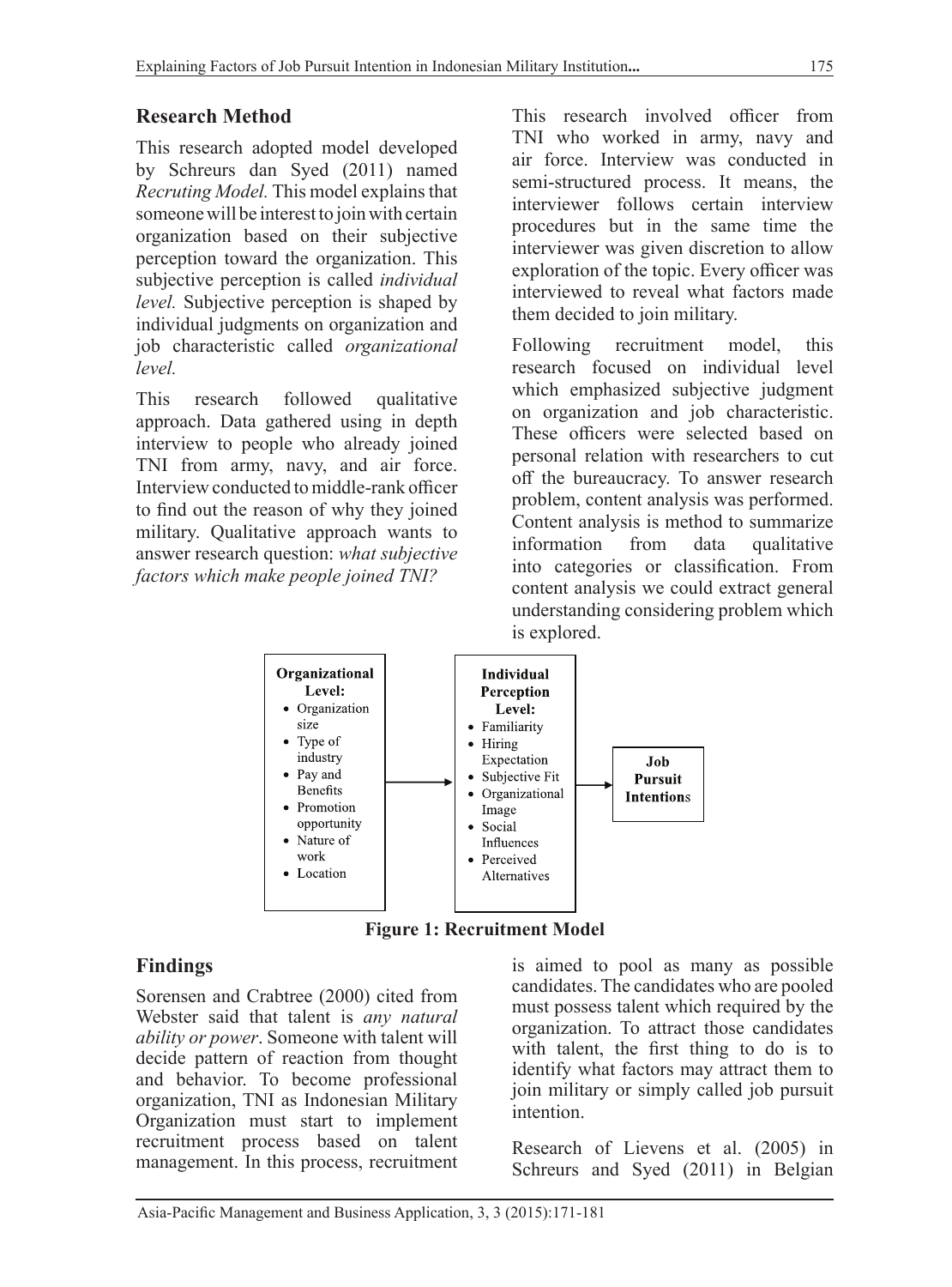## Research Method

This research adopted model developed by Schreurs dan Syed (2011) named *Recruting Model.* This model explains that someone will be interest to join with certain organization based on their subjective perception toward the organization. This subjective perception is called *individual level.* Subjective perception is shaped by individual judgments on organization and job characteristic called *organizational level.*

This research followed qualitative approach. Data gathered using in depth interview to people who already joined TNI from army, navy, and air force. Interview conducted to middle-rank officer to find out the reason of why they joined military. Qualitative approach was used to answer research question: *what subjective factors which make people joined TNI?*

This research involved officer from TNI who worked in army, navy and air force. Interview was conducted in semi-structured process. It means, the interviewer follows certain interview procedures but in the same time the interviewer was given discretion to allow exploration of the topic. Every officer was interviewed to reveal what factors made them decided to join military.

Following recruitment model, this research focused on individual level which emphasized subjective judgment on organization and job characteristic. These officers were selected based on personal relation with researchers to cut off the bureaucracy. To answer research problem, content analysis was performed. Content analysis is method to summarize information from data qualitative into categories or classification. From content analysis we could extract general understanding considering problem which is explored.

**Organizational Level:**
- Organization size
- Type of industry
- Pay and Benefits
- Promotion opportunity
- Nature of work
- Location

→

**Individual Perception Level:**
- Familiarity
- Hiring Expectation
- Subjective Fit
- Organizational Image
- Social Influences
- Perceived Alternatives

→

**Job Pursuit Intentions**

**Figure 1: Recruitment Model**

## Findings

Sorensen and Crabtree (2000) cited from Webster said that talent is *any natural ability or power*. Someone with talent will decide pattern of reaction from thought and behavior. To become professional organization, TNI as Indonesian Military Organization must start to implement recruitment process based on talent management. In this process, recruitment is aimed to pool as many as possible candidates. The candidates who are pooled must possess talent which required by the organization. To attract those candidates with talent, the first thing to do is to identify what factors may attract them to join military or simply called job pursuit intention.

Research of Lievens et al. (2005) in Schreurs and Syed (2011) in Belgian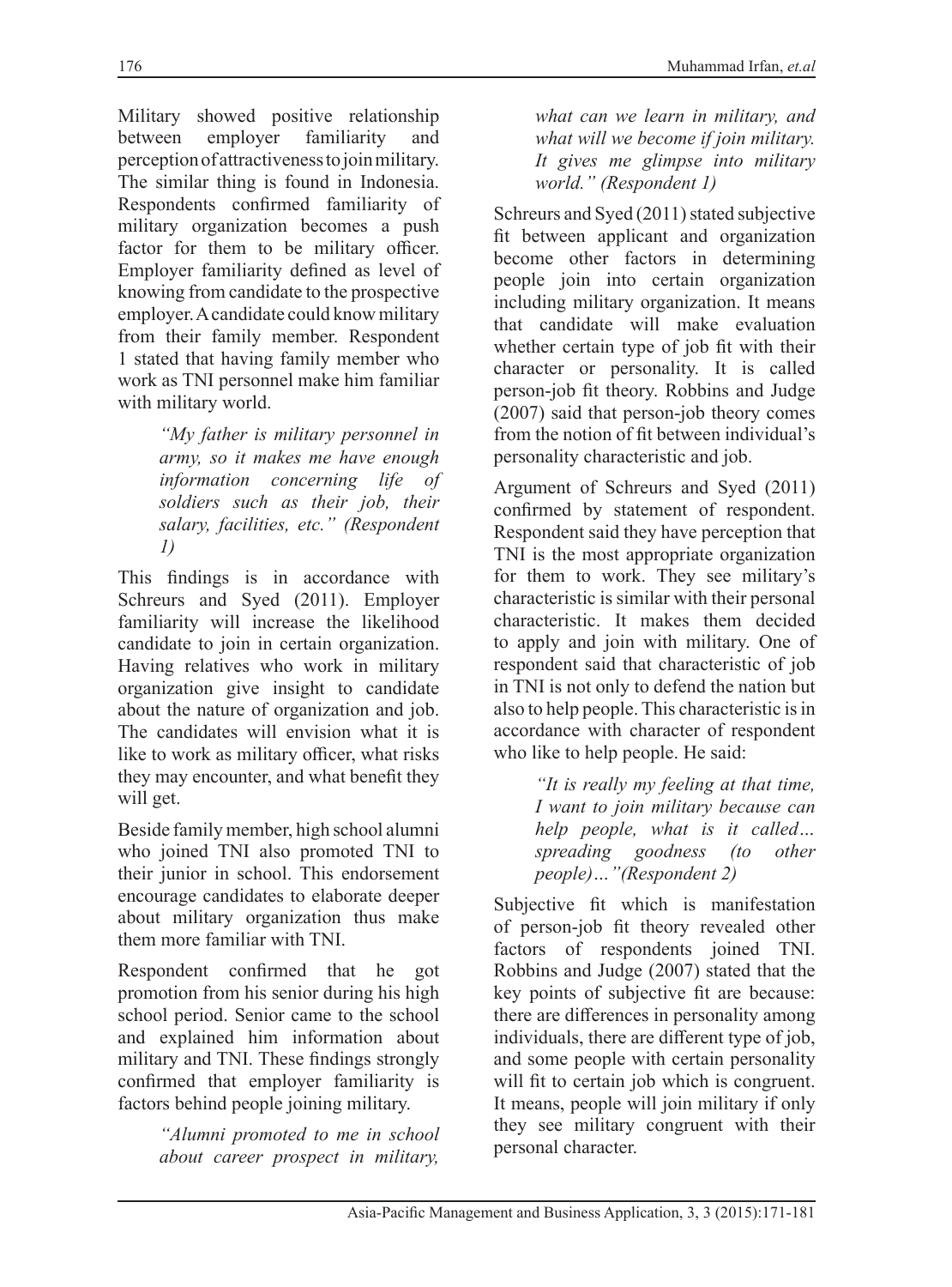Military showed positive relationship between employer familiarity and perception of attractiveness to join military. The similar thing is found in Indonesia. Respondents confirmed familiarity of military organization becomes a push factor for them to be military officer. Employer familiarity defined as level of knowing from candidate to the prospective employer. A candidate could know military from their family member. Respondent 1 stated that having family member who work as TNI personnel make him familiar with military world.

> *"My father is military personnel in army, so it makes me have enough information concerning life of soldiers such as their job, their salary, facilities, etc." (Respondent 1)*

This findings is in accordance with Schreurs and Syed (2011). Employer familiarity will increase the likelihood candidate to join in certain organization. Having relatives who work in military organization give insight to candidate about the nature of organization and job. The candidates will envision what it is like to work as military officer, what risks they may encounter, and what benefit they will get.

Beside family member, high school alumni who joined TNI also promoted TNI to their junior in school. This endorsement encourage candidates to elaborate deeper about military organization thus make them more familiar with TNI.

Respondent confirmed that he got promotion from his senior during his high school period. Senior came to the school and explained him information about military and TNI. These findings strongly confirmed that employer familiarity is factors behind people joining military.

> *"Alumni promoted to me in school about career prospect in military, what can we learn in military, and what will we become if join military. It gives me glimpse into military world." (Respondent 1)*

Schreurs and Syed (2011) stated subjective fit between applicant and organization become other factors in determining people join into certain organization including military organization. It means that candidate will make evaluation whether certain type of job fit with their character or personality. It is called person-job fit theory. Robbins and Judge (2007) said that person-job theory comes from the notion of fit between individual's personality characteristic and job.

Argument of Schreurs and Syed (2011) confirmed by statement of respondent. Respondent said they have perception that TNI is the most appropriate organization for them to work. They see military's characteristic is similar with their personal characteristic. It makes them decided to apply and join with military. One of respondent said that characteristic of job in TNI is not only to defend the nation but also to help people. This characteristic is in accordance with character of respondent who like to help people. He said:

> *"It is really my feeling at that time, I want to join military because can help people, what is it called… spreading goodness (to other people)…"(Respondent 2)*

Subjective fit which is manifestation of person-job fit theory revealed other factors of respondents joined TNI. Robbins and Judge (2007) stated that the key points of subjective fit are because: there are differences in personality among individuals, there are different type of job, and some people with certain personality will fit to certain job which is congruent. It means, people will join military if only they see military congruent with their personal character.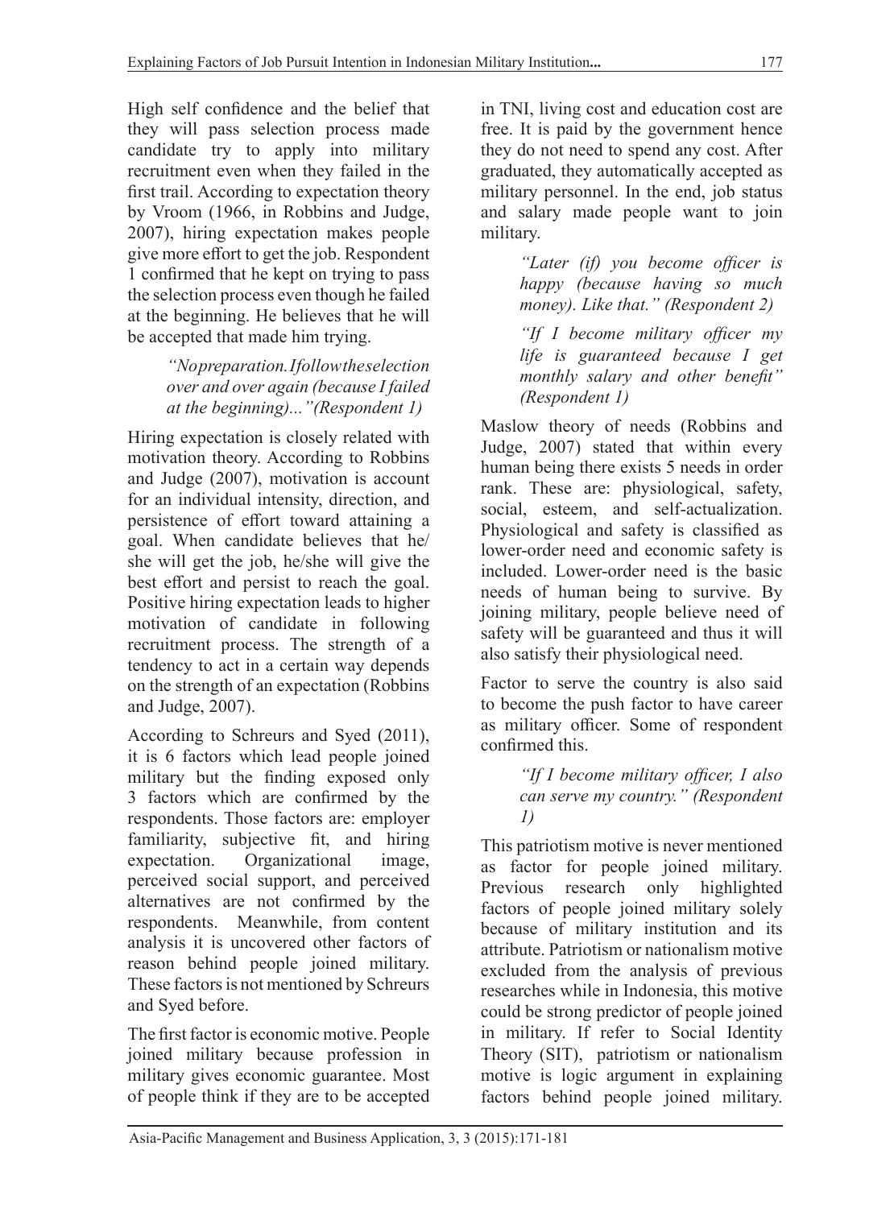High self confidence and the belief that they will pass selection process made candidate try to apply into military recruitment even when they failed in the first trail. According to expectation theory by Vroom (1966, in Robbins and Judge, 2007), hiring expectation makes people give more effort to get the job. Respondent 1 confirmed that he kept on trying to pass the selection process even though he failed at the beginning. He believes that he will be accepted that made him trying.

> *"No preparation. I follow the selection over and over again (because I failed at the beginning)..."(Respondent 1)*

Hiring expectation is closely related with motivation theory. According to Robbins and Judge (2007), motivation is account for an individual intensity, direction, and persistence of effort toward attaining a goal. When candidate believes that he/she will get the job, he/she will give the best effort and persist to reach the goal. Positive hiring expectation leads to higher motivation of candidate in following recruitment process. The strength of a tendency to act in a certain way depends on the strength of an expectation (Robbins and Judge, 2007).

According to Schreurs and Syed (2011), it is 6 factors which lead people joined military but the finding exposed only 3 factors which are confirmed by the respondents. Those factors are: employer familiarity, subjective fit, and hiring expectation. Organizational image, perceived social support, and perceived alternatives are not confirmed by the respondents. Meanwhile, from content analysis it is uncovered other factors of reason behind people joined military. These factors is not mentioned by Schreurs and Syed before.

The first factor is economic motive. People joined military because profession in military gives economic guarantee. Most of people think if they are to be accepted in TNI, living cost and education cost are free. It is paid by the government hence they do not need to spend any cost. After graduated, they automatically accepted as military personnel. In the end, job status and salary made people want to join military.

> *"Later (if) you become officer is happy (because having so much money). Like that." (Respondent 2)*
>
> *"If I become military officer my life is guaranteed because I get monthly salary and other benefit" (Respondent 1)*

Maslow theory of needs (Robbins and Judge, 2007) stated that within every human being there exists 5 needs in order rank. These are: physiological, safety, social, esteem, and self-actualization. Physiological and safety is classified as lower-order need and economic safety is included. Lower-order need is the basic needs of human being to survive. By joining military, people believe need of safety will be guaranteed and thus it will also satisfy their physiological need.

Factor to serve the country is also said to become the push factor to have career as military officer. Some of respondent confirmed this.

> *"If I become military officer, I also can serve my country." (Respondent 1)*

This patriotism motive is never mentioned as factor for people joined military. Previous research only highlighted factors of people joined military solely because of military institution and its attribute. Patriotism or nationalism motive excluded from the analysis of previous researches while in Indonesia, this motive could be strong predictor of people joined in military. If refer to Social Identity Theory (SIT), patriotism or nationalism motive is logic argument in explaining factors behind people joined military.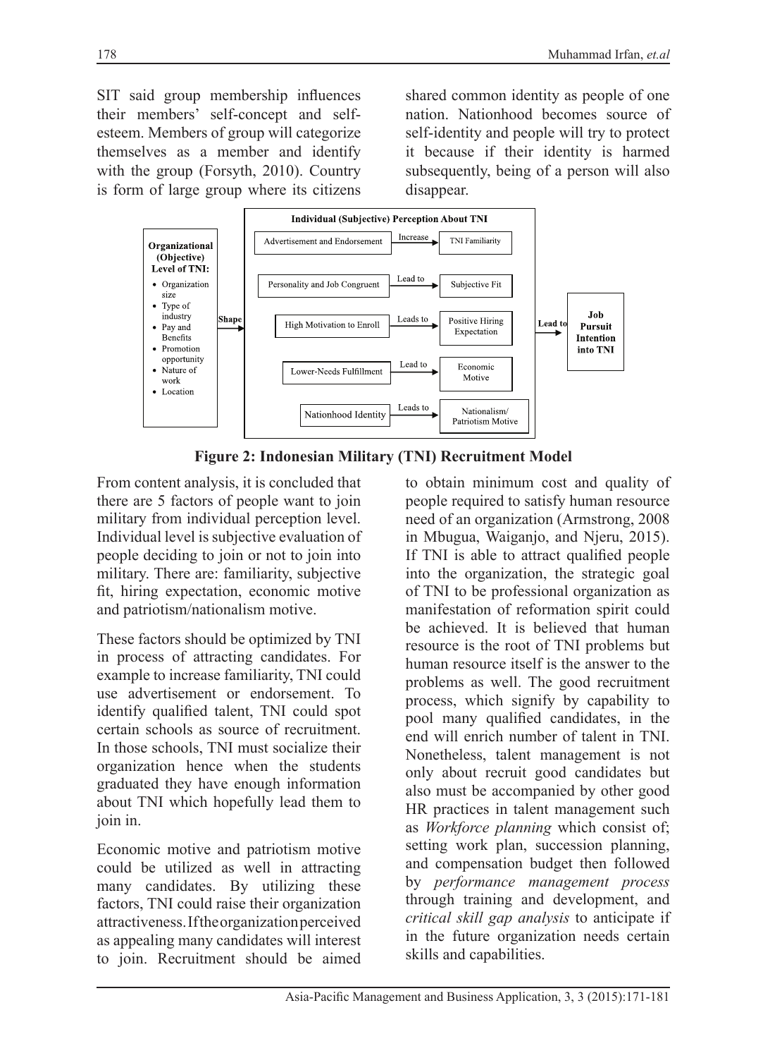SIT said group membership influences their members' self-concept and self-esteem. Members of group will categorize themselves as a member and identify with the group (Forsyth, 2010). Country is form of large group where its citizens shared common identity as people of one nation. Nationhood becomes source of self-identity and people will try to protect it because if their identity is harmed subsequently, being of a person will also disappear.

**Organizational (Objective) Level of TNI:**

- Organization size
- Type of industry
- Pay and Benefits
- Promotion opportunity
- Nature of work
- Location

Shape →

**Individual (Subjective) Perception About TNI**

| Factor | Relation | Outcome |
|---|---|---|
| Advertisement and Endorsement | Increase | TNI Familiarity |
| Personality and Job Congruent | Lead to | Subjective Fit |
| High Motivation to Enroll | Leads to | Positive Hiring Expectation |
| Lower-Needs Fulfillment | Lead to | Economic Motive |
| Nationhood Identity | Leads to | Nationalism/ Patriotism Motive |

Lead to → **Job Pursuit Intention into TNI**

**Figure 2: Indonesian Military (TNI) Recruitment Model**

From content analysis, it is concluded that there are 5 factors of people want to join military from individual perception level. Individual level is subjective evaluation of people deciding to join or not to join into military. There are: familiarity, subjective fit, hiring expectation, economic motive and patriotism/nationalism motive.

These factors should be optimized by TNI in process of attracting candidates. For example to increase familiarity, TNI could use advertisement or endorsement. To identify qualified talent, TNI could spot certain schools as source of recruitment. In those schools, TNI must socialize their organization hence when the students graduated they have enough information about TNI which hopefully lead them to join in.

Economic motive and patriotism motive could be utilized as well in attracting many candidates. By utilizing these factors, TNI could raise their organization attractiveness. If the organization perceived as appealing many candidates will interest to join. Recruitment should be aimed to obtain minimum cost and quality of people required to satisfy human resource need of an organization (Armstrong, 2008 in Mbugua, Waiganjo, and Njeru, 2015). If TNI is able to attract qualified people into the organization, the strategic goal of TNI to be professional organization as manifestation of reformation spirit could be achieved. It is believed that human resource is the root of TNI problems but human resource itself is the answer to the problems as well. The good recruitment process, which signify by capability to pool many qualified candidates, in the end will enrich number of talent in TNI. Nonetheless, talent management is not only about recruit good candidates but also must be accompanied by other good HR practices in talent management such as *Workforce planning* which consist of; setting work plan, succession planning, and compensation budget then followed by *performance management process* through training and development, and *critical skill gap analysis* to anticipate if in the future organization needs certain skills and capabilities.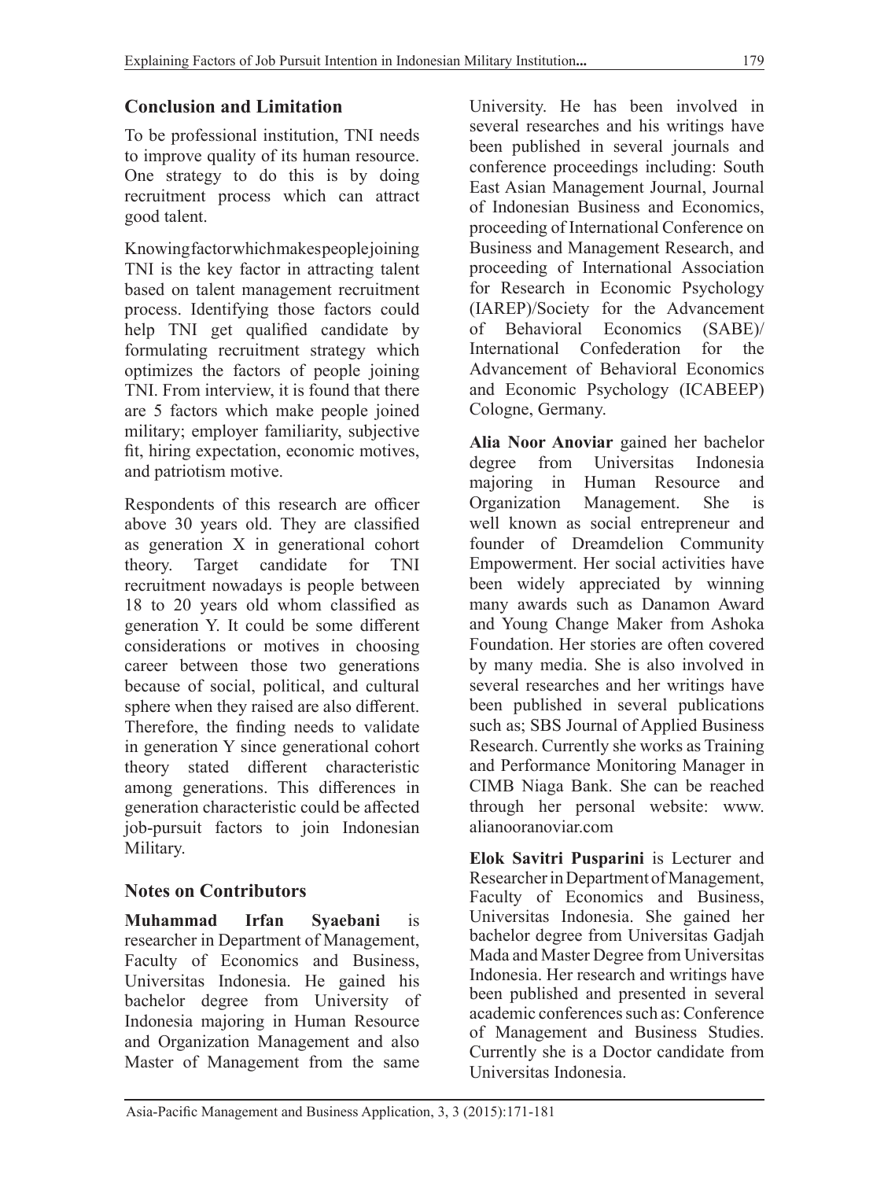## Conclusion and Limitation

To be professional institution, TNI needs to improve quality of its human resource. One strategy to do this is by doing recruitment process which can attract good talent.

Knowing factor which makes people joining TNI is the key factor in attracting talent based on talent management recruitment process. Identifying those factors could help TNI get qualified candidate by formulating recruitment strategy which optimizes the factors of people joining TNI. From interview, it is found that there are 5 factors which make people joined military; employer familiarity, subjective fit, hiring expectation, economic motives, and patriotism motive.

Respondents of this research are officer above 30 years old. They are classified as generation X in generational cohort theory. Target candidate for TNI recruitment nowadays is people between 18 to 20 years old whom classified as generation Y. It could be some different considerations or motives in choosing career between those two generations because of social, political, and cultural sphere when they raised are also different. Therefore, the finding needs to validate in generation Y since generational cohort theory stated different characteristic among generations. This differences in generation characteristic could be affected job-pursuit factors to join Indonesian Military.

## Notes on Contributors

**Muhammad Irfan Syaebani** is researcher in Department of Management, Faculty of Economics and Business, Universitas Indonesia. He gained his bachelor degree from University of Indonesia majoring in Human Resource and Organization Management and also Master of Management from the same University. He has been involved in several researches and his writings have been published in several journals and conference proceedings including: South East Asian Management Journal, Journal of Indonesian Business and Economics, proceeding of International Conference on Business and Management Research, and proceeding of International Association for Research in Economic Psychology (IAREP)/Society for the Advancement of Behavioral Economics (SABE)/ International Confederation for the Advancement of Behavioral Economics and Economic Psychology (ICABEEP) Cologne, Germany.

**Alia Noor Anoviar** gained her bachelor degree from Universitas Indonesia majoring in Human Resource and Organization Management. She is well known as social entrepreneur and founder of Dreamdelion Community Empowerment. Her social activities have been widely appreciated by winning many awards such as Danamon Award and Young Change Maker from Ashoka Foundation. Her stories are often covered by many media. She is also involved in several researches and her writings have been published in several publications such as; SBS Journal of Applied Business Research. Currently she works as Training and Performance Monitoring Manager in CIMB Niaga Bank. She can be reached through her personal website: www.alianooranoviar.com

**Elok Savitri Pusparini** is Lecturer and Researcher in Department of Management, Faculty of Economics and Business, Universitas Indonesia. She gained her bachelor degree from Universitas Gadjah Mada and Master Degree from Universitas Indonesia. Her research and writings have been published and presented in several academic conferences such as: Conference of Management and Business Studies. Currently she is a Doctor candidate from Universitas Indonesia.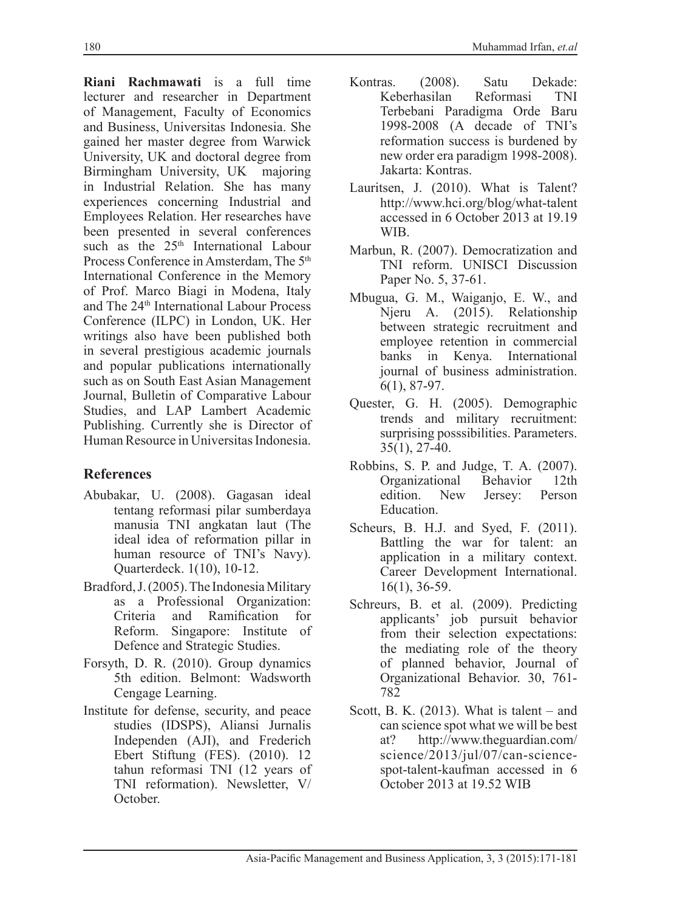**Riani Rachmawati** is a full time lecturer and researcher in Department of Management, Faculty of Economics and Business, Universitas Indonesia. She gained her master degree from Warwick University, UK and doctoral degree from Birmingham University, UK majoring in Industrial Relation. She has many experiences concerning Industrial and Employees Relation. Her researches have been presented in several conferences such as the 25th International Labour Process Conference in Amsterdam, The 5th International Conference in the Memory of Prof. Marco Biagi in Modena, Italy and The 24th International Labour Process Conference (ILPC) in London, UK. Her writings also have been published both in several prestigious academic journals and popular publications internationally such as on South East Asian Management Journal, Bulletin of Comparative Labour Studies, and LAP Lambert Academic Publishing. Currently she is Director of Human Resource in Universitas Indonesia.

## References

Abubakar, U. (2008). Gagasan ideal tentang reformasi pilar sumberdaya manusia TNI angkatan laut (The ideal idea of reformation pillar in human resource of TNI's Navy). Quarterdeck. 1(10), 10-12.

Bradford, J. (2005). The Indonesia Military as a Professional Organization: Criteria and Ramification for Reform. Singapore: Institute of Defence and Strategic Studies.

Forsyth, D. R. (2010). Group dynamics 5th edition. Belmont: Wadsworth Cengage Learning.

Institute for defense, security, and peace studies (IDSPS), Aliansi Jurnalis Independen (AJI), and Frederich Ebert Stiftung (FES). (2010). 12 tahun reformasi TNI (12 years of TNI reformation). Newsletter, V/ October.

Kontras. (2008). Satu Dekade: Keberhasilan Reformasi TNI Terbebani Paradigma Orde Baru 1998-2008 (A decade of TNI's reformation success is burdened by new order era paradigm 1998-2008). Jakarta: Kontras.

Lauritsen, J. (2010). What is Talent? http://www.hci.org/blog/what-talent accessed in 6 October 2013 at 19.19 WIB.

Marbun, R. (2007). Democratization and TNI reform. UNISCI Discussion Paper No. 5, 37-61.

Mbugua, G. M., Waiganjo, E. W., and Njeru A. (2015). Relationship between strategic recruitment and employee retention in commercial banks in Kenya. International journal of business administration. 6(1), 87-97.

Quester, G. H. (2005). Demographic trends and military recruitment: surprising posssibilities. Parameters. 35(1), 27-40.

Robbins, S. P. and Judge, T. A. (2007). Organizational Behavior 12th edition. New Jersey: Person Education.

Scheurs, B. H.J. and Syed, F. (2011). Battling the war for talent: an application in a military context. Career Development International. 16(1), 36-59.

Schreurs, B. et al. (2009). Predicting applicants' job pursuit behavior from their selection expectations: the mediating role of the theory of planned behavior, Journal of Organizational Behavior. 30, 761-782

Scott, B. K. (2013). What is talent – and can science spot what we will be best at? http://www.theguardian.com/science/2013/jul/07/can-science-spot-talent-kaufman accessed in 6 October 2013 at 19.52 WIB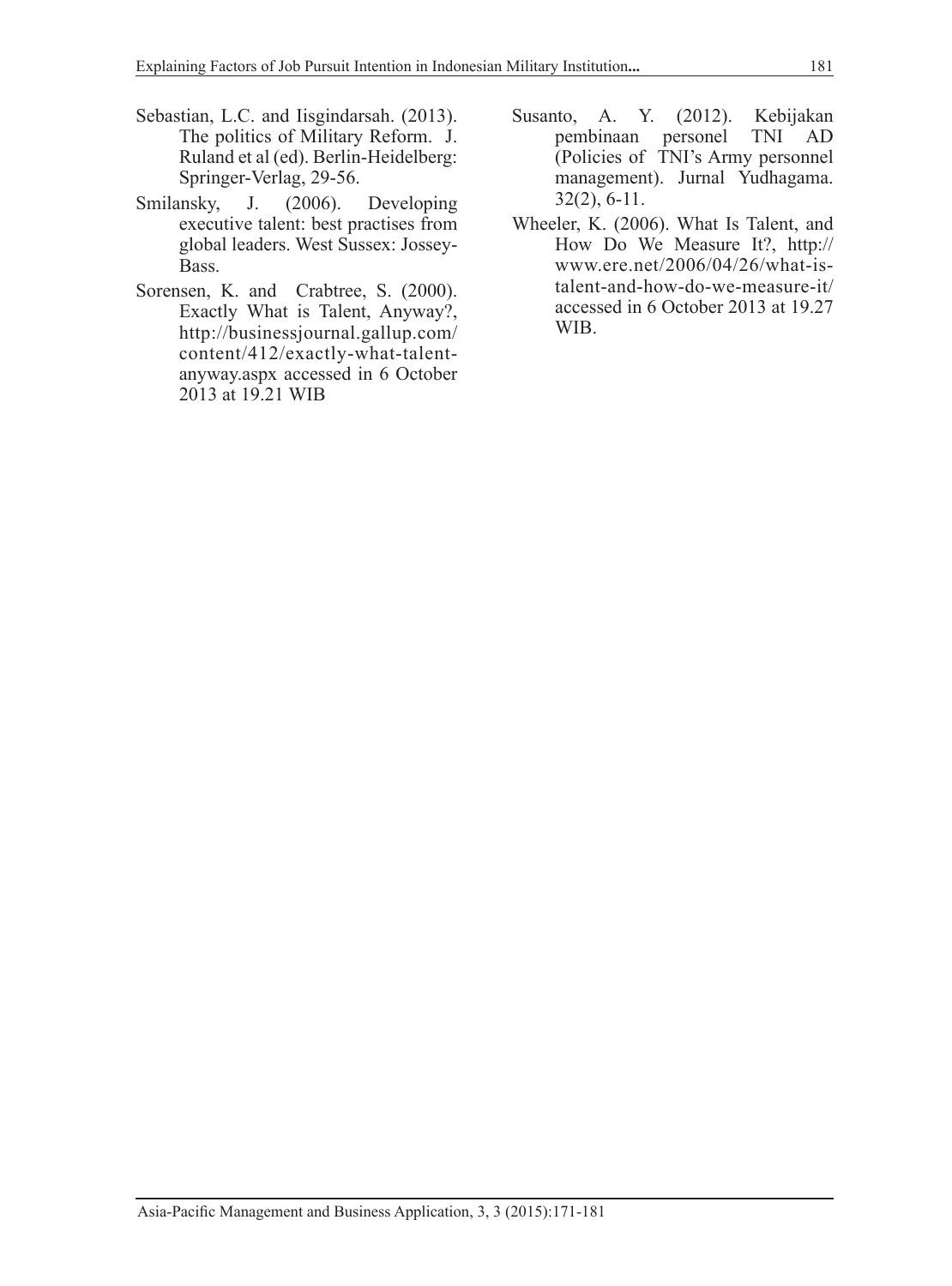Sebastian, L.C. and Iisgindarsah. (2013). The politics of Military Reform. J. Ruland et al (ed). Berlin-Heidelberg: Springer-Verlag, 29-56.

Smilansky, J. (2006). Developing executive talent: best practises from global leaders. West Sussex: Jossey-Bass.

Sorensen, K. and Crabtree, S. (2000). Exactly What is Talent, Anyway?, http://businessjournal.gallup.com/content/412/exactly-what-talent-anyway.aspx accessed in 6 October 2013 at 19.21 WIB

Susanto, A. Y. (2012). Kebijakan pembinaan personel TNI AD (Policies of TNI's Army personnel management). Jurnal Yudhagama. 32(2), 6-11.

Wheeler, K. (2006). What Is Talent, and How Do We Measure It?, http://www.ere.net/2006/04/26/what-is-talent-and-how-do-we-measure-it/ accessed in 6 October 2013 at 19.27 WIB.